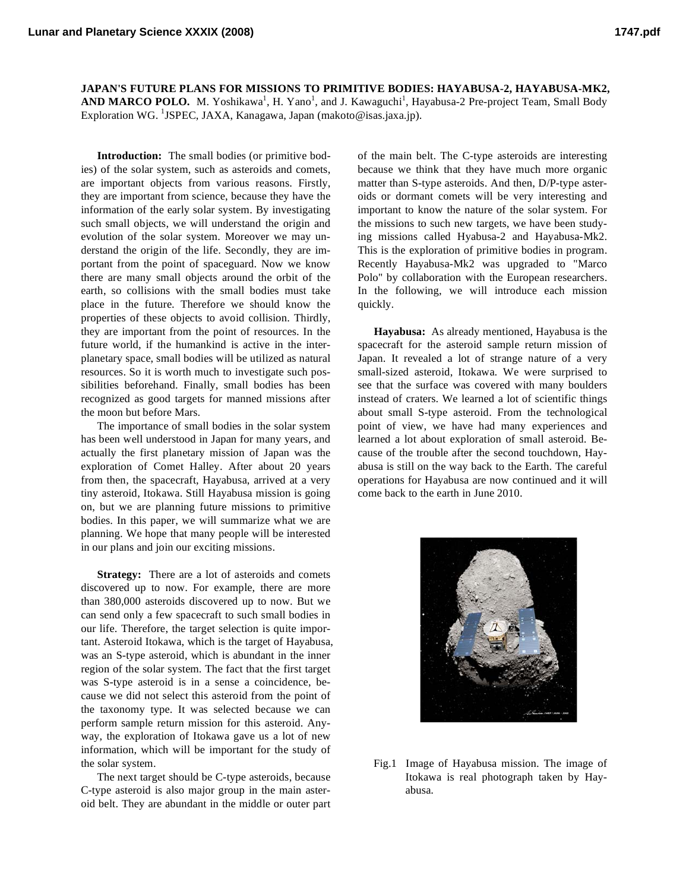**JAPAN'S FUTURE PLANS FOR MISSIONS TO PRIMITIVE BODIES: HAYABUSA-2, HAYABUSA-MK2, AND MARCO POLO.** M. Yoshikawa[1], H. Yano[1], and J. Kawaguchi[1], Hayabusa-2 Pre-project Team, Small Body Exploration WG. [1]JSPEC, JAXA, Kanagawa, Japan (makoto@isas.jaxa.jp).

**Introduction:** The small bodies (or primitive bodies) of the solar system, such as asteroids and comets, are important objects from various reasons. Firstly, they are important from science, because they have the information of the early solar system. By investigating such small objects, we will understand the origin and evolution of the solar system. Moreover we may understand the origin of the life. Secondly, they are important from the point of spaceguard. Now we know there are many small objects around the orbit of the earth, so collisions with the small bodies must take place in the future. Therefore we should know the properties of these objects to avoid collision. Thirdly, they are important from the point of resources. In the future world, if the humankind is active in the interplanetary space, small bodies will be utilized as natural resources. So it is worth much to investigate such possibilities beforehand. Finally, small bodies has been recognized as good targets for manned missions after the moon but before Mars.

The importance of small bodies in the solar system has been well understood in Japan for many years, and actually the first planetary mission of Japan was the exploration of Comet Halley. After about 20 years from then, the spacecraft, Hayabusa, arrived at a very tiny asteroid, Itokawa. Still Hayabusa mission is going on, but we are planning future missions to primitive bodies. In this paper, we will summarize what we are planning. We hope that many people will be interested in our plans and join our exciting missions.

**Strategy:** There are a lot of asteroids and comets discovered up to now. For example, there are more than 380,000 asteroids discovered up to now. But we can send only a few spacecraft to such small bodies in our life. Therefore, the target selection is quite important. Asteroid Itokawa, which is the target of Hayabusa, was an S-type asteroid, which is abundant in the inner region of the solar system. The fact that the first target was S-type asteroid is in a sense a coincidence, because we did not select this asteroid from the point of the taxonomy type. It was selected because we can perform sample return mission for this asteroid. Anyway, the exploration of Itokawa gave us a lot of new information, which will be important for the study of the solar system.

The next target should be C-type asteroids, because C-type asteroid is also major group in the main asteroid belt. They are abundant in the middle or outer part of the main belt. The C-type asteroids are interesting because we think that they have much more organic matter than S-type asteroids. And then, D/P-type asteroids or dormant comets will be very interesting and important to know the nature of the solar system. For the missions to such new targets, we have been studying missions called Hyabusa-2 and Hayabusa-Mk2. This is the exploration of primitive bodies in program. Recently Hayabusa-Mk2 was upgraded to "Marco Polo" by collaboration with the European researchers. In the following, we will introduce each mission quickly.

**Hayabusa:** As already mentioned, Hayabusa is the spacecraft for the asteroid sample return mission of Japan. It revealed a lot of strange nature of a very small-sized asteroid, Itokawa. We were surprised to see that the surface was covered with many boulders instead of craters. We learned a lot of scientific things about small S-type asteroid. From the technological point of view, we have had many experiences and learned a lot about exploration of small asteroid. Because of the trouble after the second touchdown, Hayabusa is still on the way back to the Earth. The careful operations for Hayabusa are now continued and it will come back to the earth in June 2010.

Fig.1 Image of Hayabusa mission. The image of Itokawa is real photograph taken by Hayabusa.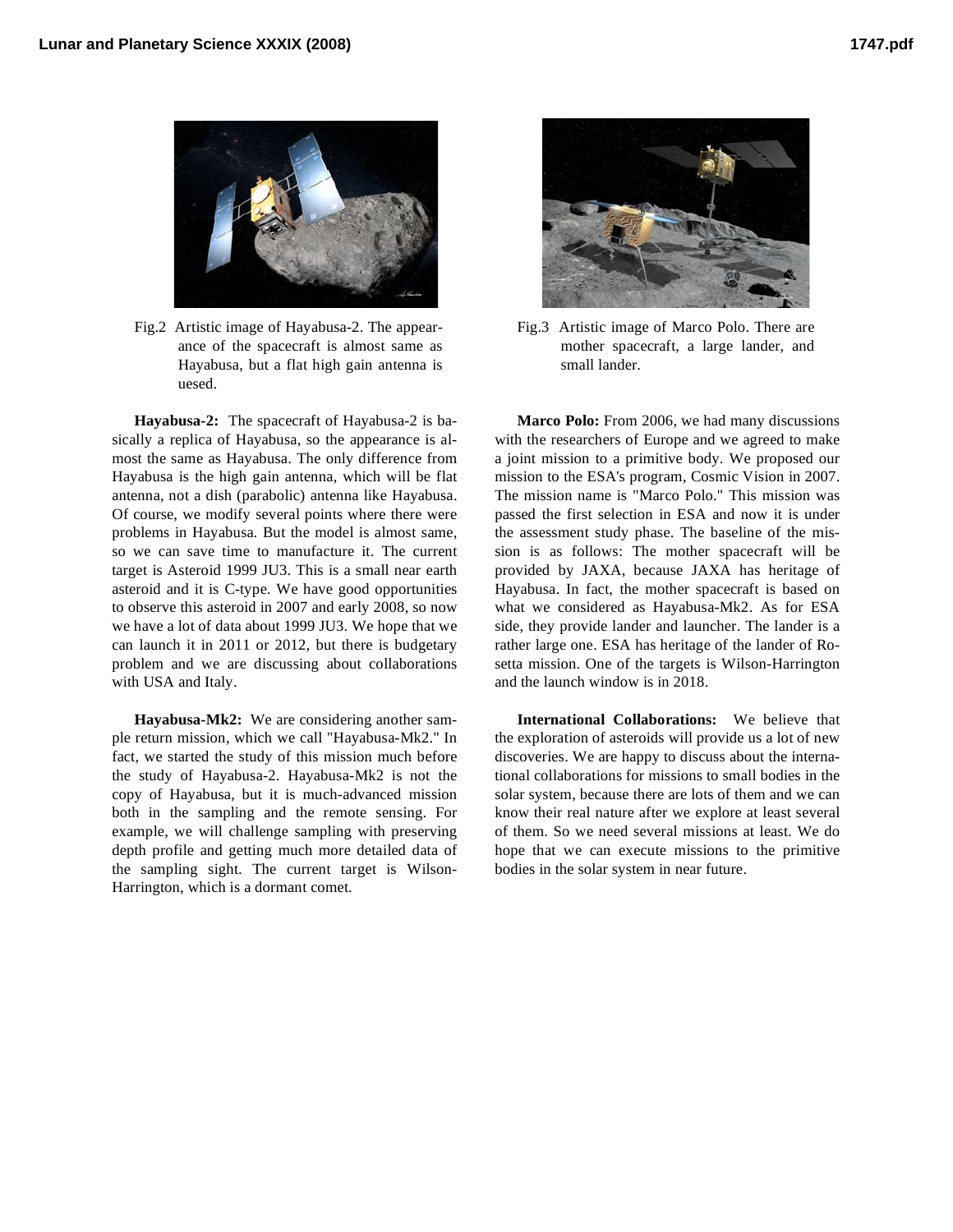Fig.2 Artistic image of Hayabusa-2. The appearance of the spacecraft is almost same as Hayabusa, but a flat high gain antenna is uesed.

**Hayabusa-2:** The spacecraft of Hayabusa-2 is basically a replica of Hayabusa, so the appearance is almost the same as Hayabusa. The only difference from Hayabusa is the high gain antenna, which will be flat antenna, not a dish (parabolic) antenna like Hayabusa. Of course, we modify several points where there were problems in Hayabusa. But the model is almost same, so we can save time to manufacture it. The current target is Asteroid 1999 JU3. This is a small near earth asteroid and it is C-type. We have good opportunities to observe this asteroid in 2007 and early 2008, so now we have a lot of data about 1999 JU3. We hope that we can launch it in 2011 or 2012, but there is budgetary problem and we are discussing about collaborations with USA and Italy.

**Hayabusa-Mk2:** We are considering another sample return mission, which we call "Hayabusa-Mk2." In fact, we started the study of this mission much before the study of Hayabusa-2. Hayabusa-Mk2 is not the copy of Hayabusa, but it is much-advanced mission both in the sampling and the remote sensing. For example, we will challenge sampling with preserving depth profile and getting much more detailed data of the sampling sight. The current target is Wilson-Harrington, which is a dormant comet.

Fig.3 Artistic image of Marco Polo. There are mother spacecraft, a large lander, and small lander.

**Marco Polo:** From 2006, we had many discussions with the researchers of Europe and we agreed to make a joint mission to a primitive body. We proposed our mission to the ESA's program, Cosmic Vision in 2007. The mission name is "Marco Polo." This mission was passed the first selection in ESA and now it is under the assessment study phase. The baseline of the mission is as follows: The mother spacecraft will be provided by JAXA, because JAXA has heritage of Hayabusa. In fact, the mother spacecraft is based on what we considered as Hayabusa-Mk2. As for ESA side, they provide lander and launcher. The lander is a rather large one. ESA has heritage of the lander of Rosetta mission. One of the targets is Wilson-Harrington and the launch window is in 2018.

**International Collaborations:** We believe that the exploration of asteroids will provide us a lot of new discoveries. We are happy to discuss about the international collaborations for missions to small bodies in the solar system, because there are lots of them and we can know their real nature after we explore at least several of them. So we need several missions at least. We do hope that we can execute missions to the primitive bodies in the solar system in near future.